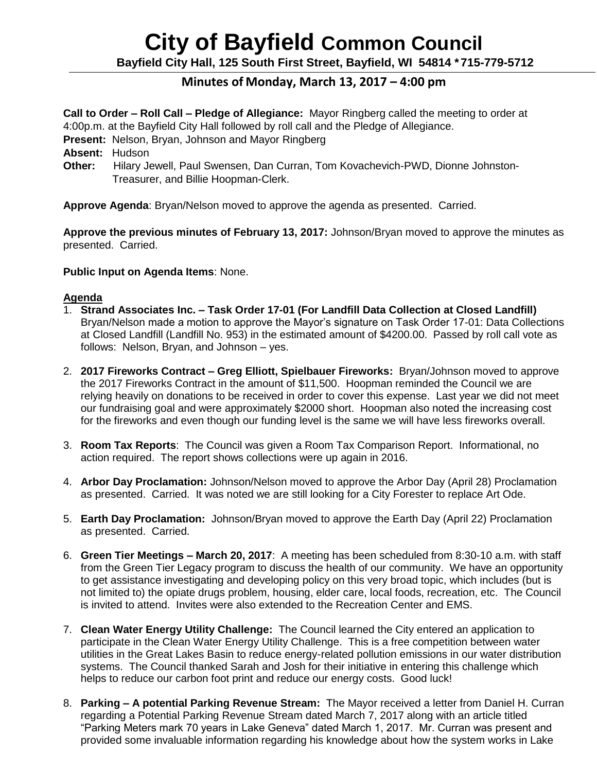# City of Bayfield Common Council

**Bayfield City Hall, 125 South First Street, Bayfield, WI 54814 \* 715-779-5712**

## Minutes of Monday, March 13, 2017 – 4:00 pm

**Call to Order – Roll Call – Pledge of Allegiance:** Mayor Ringberg called the meeting to order at 4:00p.m. at the Bayfield City Hall followed by roll call and the Pledge of Allegiance.

**Present:** Nelson, Bryan, Johnson and Mayor Ringberg

**Absent:** Hudson

**Other:** Hilary Jewell, Paul Swensen, Dan Curran, Tom Kovachevich-PWD, Dionne Johnston-Treasurer, and Billie Hoopman-Clerk.

**Approve Agenda**: Bryan/Nelson moved to approve the agenda as presented. Carried.

**Approve the previous minutes of February 13, 2017:** Johnson/Bryan moved to approve the minutes as presented. Carried.

**Public Input on Agenda Items**: None.

**Agenda**

1. **Strand Associates Inc. – Task Order 17-01 (For Landfill Data Collection at Closed Landfill)** Bryan/Nelson made a motion to approve the Mayor's signature on Task Order 17-01: Data Collections at Closed Landfill (Landfill No. 953) in the estimated amount of $4200.00. Passed by roll call vote as follows: Nelson, Bryan, and Johnson – yes.

2. **2017 Fireworks Contract – Greg Elliott, Spielbauer Fireworks:** Bryan/Johnson moved to approve the 2017 Fireworks Contract in the amount of $11,500. Hoopman reminded the Council we are relying heavily on donations to be received in order to cover this expense. Last year we did not meet our fundraising goal and were approximately $2000 short. Hoopman also noted the increasing cost for the fireworks and even though our funding level is the same we will have less fireworks overall.

3. **Room Tax Reports**: The Council was given a Room Tax Comparison Report. Informational, no action required. The report shows collections were up again in 2016.

4. **Arbor Day Proclamation:** Johnson/Nelson moved to approve the Arbor Day (April 28) Proclamation as presented. Carried. It was noted we are still looking for a City Forester to replace Art Ode.

5. **Earth Day Proclamation:** Johnson/Bryan moved to approve the Earth Day (April 22) Proclamation as presented. Carried.

6. **Green Tier Meetings – March 20, 2017**: A meeting has been scheduled from 8:30-10 a.m. with staff from the Green Tier Legacy program to discuss the health of our community. We have an opportunity to get assistance investigating and developing policy on this very broad topic, which includes (but is not limited to) the opiate drugs problem, housing, elder care, local foods, recreation, etc. The Council is invited to attend. Invites were also extended to the Recreation Center and EMS.

7. **Clean Water Energy Utility Challenge:** The Council learned the City entered an application to participate in the Clean Water Energy Utility Challenge. This is a free competition between water utilities in the Great Lakes Basin to reduce energy-related pollution emissions in our water distribution systems. The Council thanked Sarah and Josh for their initiative in entering this challenge which helps to reduce our carbon foot print and reduce our energy costs. Good luck!

8. **Parking – A potential Parking Revenue Stream:** The Mayor received a letter from Daniel H. Curran regarding a Potential Parking Revenue Stream dated March 7, 2017 along with an article titled "Parking Meters mark 70 years in Lake Geneva" dated March 1, 2017. Mr. Curran was present and provided some invaluable information regarding his knowledge about how the system works in Lake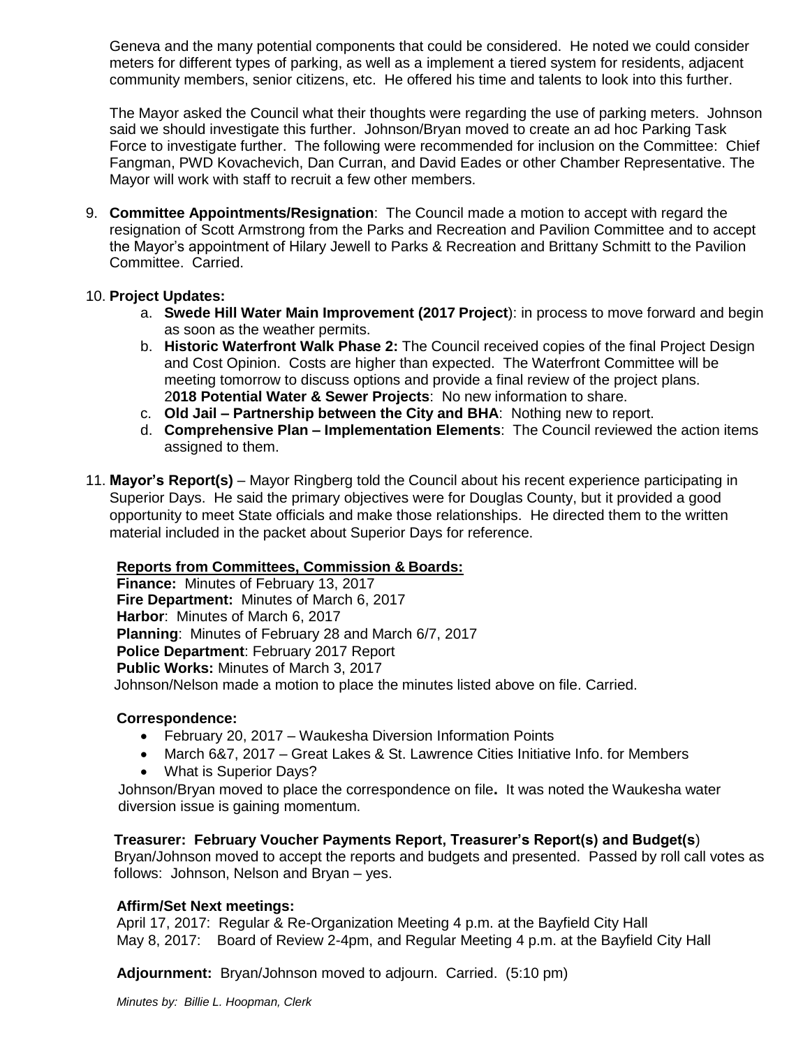Geneva and the many potential components that could be considered. He noted we could consider meters for different types of parking, as well as a implement a tiered system for residents, adjacent community members, senior citizens, etc. He offered his time and talents to look into this further.

The Mayor asked the Council what their thoughts were regarding the use of parking meters. Johnson said we should investigate this further. Johnson/Bryan moved to create an ad hoc Parking Task Force to investigate further. The following were recommended for inclusion on the Committee: Chief Fangman, PWD Kovachevich, Dan Curran, and David Eades or other Chamber Representative. The Mayor will work with staff to recruit a few other members.

9. **Committee Appointments/Resignation**: The Council made a motion to accept with regard the resignation of Scott Armstrong from the Parks and Recreation and Pavilion Committee and to accept the Mayor's appointment of Hilary Jewell to Parks & Recreation and Brittany Schmitt to the Pavilion Committee. Carried.

10. **Project Updates:**
    a. **Swede Hill Water Main Improvement (2017 Project**): in process to move forward and begin as soon as the weather permits.
    b. **Historic Waterfront Walk Phase 2:** The Council received copies of the final Project Design and Cost Opinion. Costs are higher than expected. The Waterfront Committee will be meeting tomorrow to discuss options and provide a final review of the project plans. 2**018 Potential Water & Sewer Projects**: No new information to share.
    c. **Old Jail – Partnership between the City and BHA**: Nothing new to report.
    d. **Comprehensive Plan – Implementation Elements**: The Council reviewed the action items assigned to them.

11. **Mayor's Report(s)** – Mayor Ringberg told the Council about his recent experience participating in Superior Days. He said the primary objectives were for Douglas County, but it provided a good opportunity to meet State officials and make those relationships. He directed them to the written material included in the packet about Superior Days for reference.

**Reports from Committees, Commission & Boards:**
**Finance:** Minutes of February 13, 2017
**Fire Department:** Minutes of March 6, 2017
**Harbor**: Minutes of March 6, 2017
**Planning**: Minutes of February 28 and March 6/7, 2017
**Police Department**: February 2017 Report
**Public Works:** Minutes of March 3, 2017
Johnson/Nelson made a motion to place the minutes listed above on file. Carried.

**Correspondence:**
- February 20, 2017 – Waukesha Diversion Information Points
- March 6&7, 2017 – Great Lakes & St. Lawrence Cities Initiative Info. for Members
- What is Superior Days?

Johnson/Bryan moved to place the correspondence on file**.** It was noted the Waukesha water diversion issue is gaining momentum.

**Treasurer: February Voucher Payments Report, Treasurer's Report(s) and Budget(s**)
Bryan/Johnson moved to accept the reports and budgets and presented. Passed by roll call votes as follows: Johnson, Nelson and Bryan – yes.

**Affirm/Set Next meetings:**
April 17, 2017: Regular & Re-Organization Meeting 4 p.m. at the Bayfield City Hall
May 8, 2017: Board of Review 2-4pm, and Regular Meeting 4 p.m. at the Bayfield City Hall

**Adjournment:** Bryan/Johnson moved to adjourn. Carried. (5:10 pm)

*Minutes by: Billie L. Hoopman, Clerk*